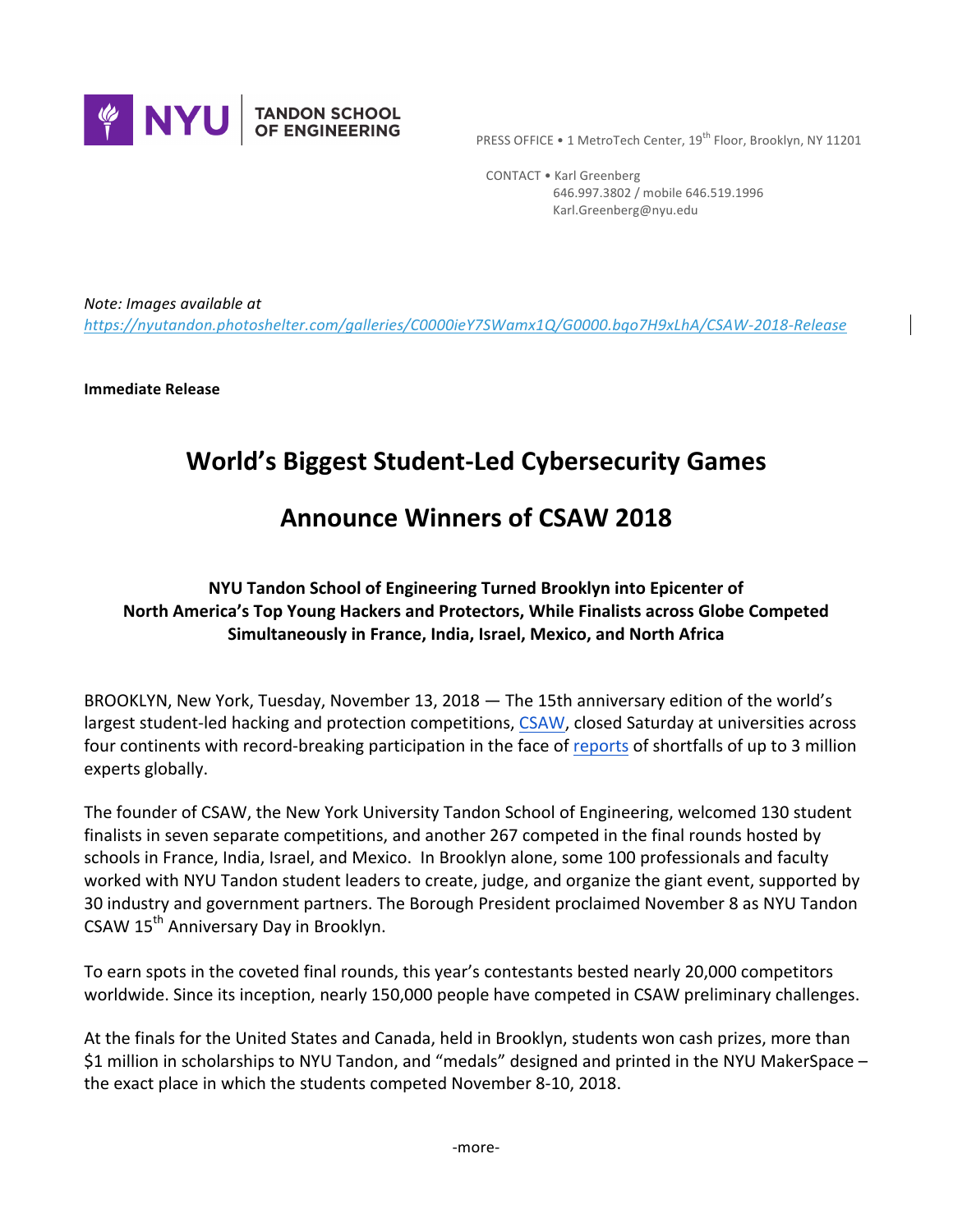NYU TANDON SCHOOL OF ENGINEERING

PRESS OFFICE • 1 MetroTech Center, 19th Floor, Brooklyn, NY 11201

CONTACT • Karl Greenberg
646.997.3802 / mobile 646.519.1996
Karl.Greenberg@nyu.edu

*Note: Images available at [https://nyutandon.photoshelter.com/galleries/C0000ieY7SWamx1Q/G0000.bqo7H9xLhA/CSAW-2018-Release](https://nyutandon.photoshelter.com/galleries/C0000ieY7SWamx1Q/G0000.bqo7H9xLhA/CSAW-2018-Release)*

**Immediate Release**

# World's Biggest Student-Led Cybersecurity Games

# Announce Winners of CSAW 2018

**NYU Tandon School of Engineering Turned Brooklyn into Epicenter of North America's Top Young Hackers and Protectors, While Finalists across Globe Competed Simultaneously in France, India, Israel, Mexico, and North Africa**

BROOKLYN, New York, Tuesday, November 13, 2018 — The 15th anniversary edition of the world's largest student-led hacking and protection competitions, CSAW, closed Saturday at universities across four continents with record-breaking participation in the face of reports of shortfalls of up to 3 million experts globally.

The founder of CSAW, the New York University Tandon School of Engineering, welcomed 130 student finalists in seven separate competitions, and another 267 competed in the final rounds hosted by schools in France, India, Israel, and Mexico. In Brooklyn alone, some 100 professionals and faculty worked with NYU Tandon student leaders to create, judge, and organize the giant event, supported by 30 industry and government partners. The Borough President proclaimed November 8 as NYU Tandon CSAW 15th Anniversary Day in Brooklyn.

To earn spots in the coveted final rounds, this year's contestants bested nearly 20,000 competitors worldwide. Since its inception, nearly 150,000 people have competed in CSAW preliminary challenges.

At the finals for the United States and Canada, held in Brooklyn, students won cash prizes, more than $1 million in scholarships to NYU Tandon, and "medals" designed and printed in the NYU MakerSpace – the exact place in which the students competed November 8-10, 2018.

-more-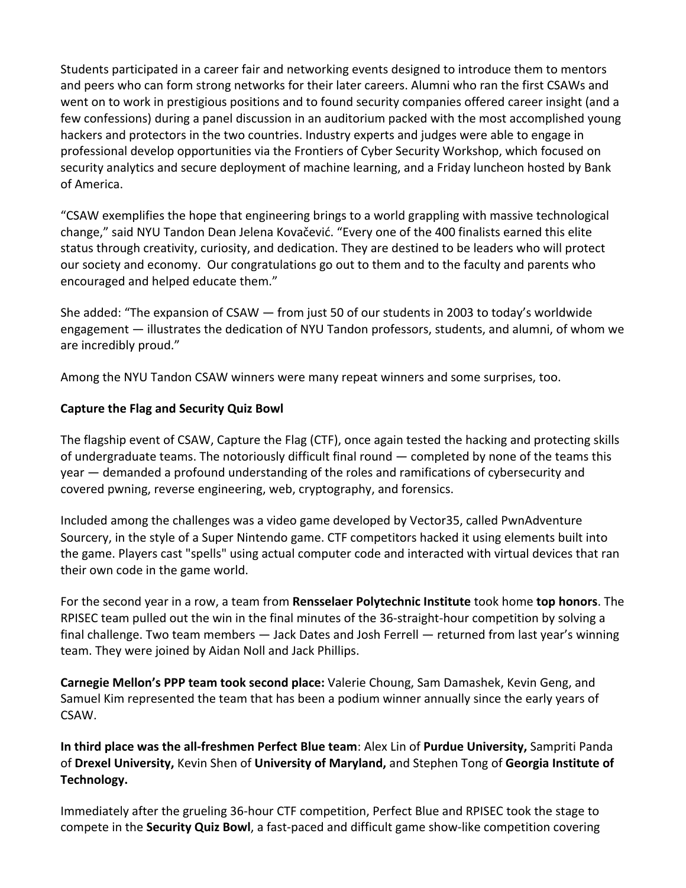Students participated in a career fair and networking events designed to introduce them to mentors and peers who can form strong networks for their later careers. Alumni who ran the first CSAWs and went on to work in prestigious positions and to found security companies offered career insight (and a few confessions) during a panel discussion in an auditorium packed with the most accomplished young hackers and protectors in the two countries. Industry experts and judges were able to engage in professional develop opportunities via the Frontiers of Cyber Security Workshop, which focused on security analytics and secure deployment of machine learning, and a Friday luncheon hosted by Bank of America.

"CSAW exemplifies the hope that engineering brings to a world grappling with massive technological change," said NYU Tandon Dean Jelena Kovačević. "Every one of the 400 finalists earned this elite status through creativity, curiosity, and dedication. They are destined to be leaders who will protect our society and economy. Our congratulations go out to them and to the faculty and parents who encouraged and helped educate them."

She added: "The expansion of CSAW — from just 50 of our students in 2003 to today's worldwide engagement — illustrates the dedication of NYU Tandon professors, students, and alumni, of whom we are incredibly proud."

Among the NYU Tandon CSAW winners were many repeat winners and some surprises, too.

**Capture the Flag and Security Quiz Bowl**

The flagship event of CSAW, Capture the Flag (CTF), once again tested the hacking and protecting skills of undergraduate teams. The notoriously difficult final round — completed by none of the teams this year — demanded a profound understanding of the roles and ramifications of cybersecurity and covered pwning, reverse engineering, web, cryptography, and forensics.

Included among the challenges was a video game developed by Vector35, called PwnAdventure Sourcery, in the style of a Super Nintendo game. CTF competitors hacked it using elements built into the game. Players cast "spells" using actual computer code and interacted with virtual devices that ran their own code in the game world.

For the second year in a row, a team from **Rensselaer Polytechnic Institute** took home **top honors**. The RPISEC team pulled out the win in the final minutes of the 36-straight-hour competition by solving a final challenge. Two team members — Jack Dates and Josh Ferrell — returned from last year's winning team. They were joined by Aidan Noll and Jack Phillips.

**Carnegie Mellon's PPP team took second place:** Valerie Choung, Sam Damashek, Kevin Geng, and Samuel Kim represented the team that has been a podium winner annually since the early years of CSAW.

**In third place was the all-freshmen Perfect Blue team**: Alex Lin of **Purdue University,** Sampriti Panda of **Drexel University,** Kevin Shen of **University of Maryland,** and Stephen Tong of **Georgia Institute of Technology.**

Immediately after the grueling 36-hour CTF competition, Perfect Blue and RPISEC took the stage to compete in the **Security Quiz Bowl**, a fast-paced and difficult game show-like competition covering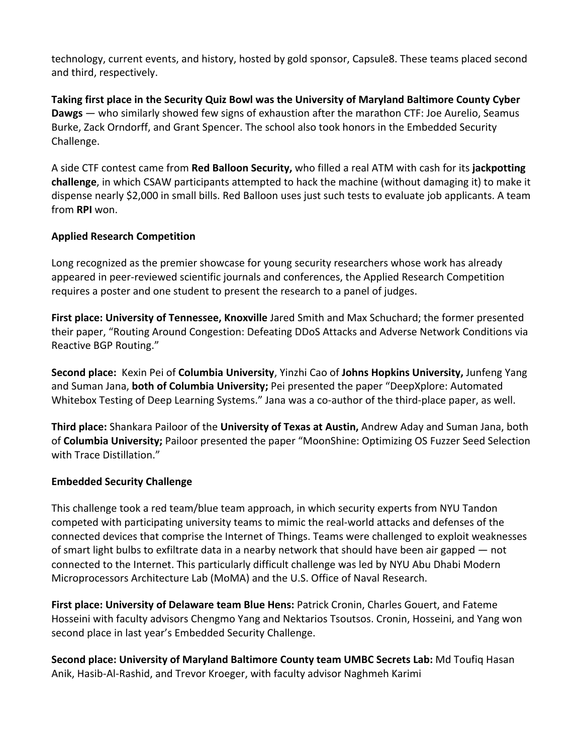technology, current events, and history, hosted by gold sponsor, Capsule8. These teams placed second and third, respectively.

**Taking first place in the Security Quiz Bowl was the University of Maryland Baltimore County Cyber Dawgs** — who similarly showed few signs of exhaustion after the marathon CTF: Joe Aurelio, Seamus Burke, Zack Orndorff, and Grant Spencer. The school also took honors in the Embedded Security Challenge.

A side CTF contest came from **Red Balloon Security,** who filled a real ATM with cash for its **jackpotting challenge**, in which CSAW participants attempted to hack the machine (without damaging it) to make it dispense nearly $2,000 in small bills. Red Balloon uses just such tests to evaluate job applicants. A team from **RPI** won.

**Applied Research Competition**

Long recognized as the premier showcase for young security researchers whose work has already appeared in peer-reviewed scientific journals and conferences, the Applied Research Competition requires a poster and one student to present the research to a panel of judges.

**First place: University of Tennessee, Knoxville** Jared Smith and Max Schuchard; the former presented their paper, "Routing Around Congestion: Defeating DDoS Attacks and Adverse Network Conditions via Reactive BGP Routing."

**Second place:** Kexin Pei of **Columbia University**, Yinzhi Cao of **Johns Hopkins University,** Junfeng Yang and Suman Jana, **both of Columbia University;** Pei presented the paper "DeepXplore: Automated Whitebox Testing of Deep Learning Systems." Jana was a co-author of the third-place paper, as well.

**Third place:** Shankara Pailoor of the **University of Texas at Austin,** Andrew Aday and Suman Jana, both of **Columbia University;** Pailoor presented the paper "MoonShine: Optimizing OS Fuzzer Seed Selection with Trace Distillation."

**Embedded Security Challenge**

This challenge took a red team/blue team approach, in which security experts from NYU Tandon competed with participating university teams to mimic the real-world attacks and defenses of the connected devices that comprise the Internet of Things. Teams were challenged to exploit weaknesses of smart light bulbs to exfiltrate data in a nearby network that should have been air gapped — not connected to the Internet. This particularly difficult challenge was led by NYU Abu Dhabi Modern Microprocessors Architecture Lab (MoMA) and the U.S. Office of Naval Research.

**First place: University of Delaware team Blue Hens:** Patrick Cronin, Charles Gouert, and Fateme Hosseini with faculty advisors Chengmo Yang and Nektarios Tsoutsos. Cronin, Hosseini, and Yang won second place in last year's Embedded Security Challenge.

**Second place: University of Maryland Baltimore County team UMBC Secrets Lab:** Md Toufiq Hasan Anik, Hasib-Al-Rashid, and Trevor Kroeger, with faculty advisor Naghmeh Karimi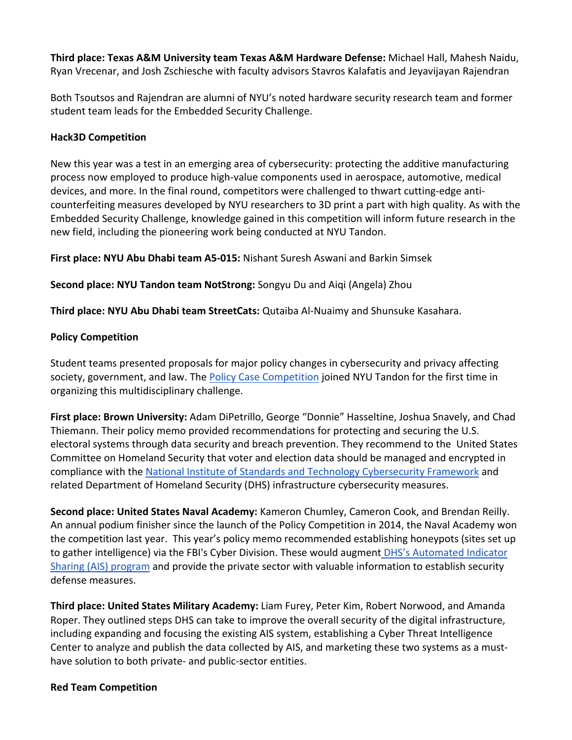**Third place: Texas A&M University team Texas A&M Hardware Defense:** Michael Hall, Mahesh Naidu, Ryan Vrecenar, and Josh Zschiesche with faculty advisors Stavros Kalafatis and Jeyavijayan Rajendran

Both Tsoutsos and Rajendran are alumni of NYU's noted hardware security research team and former student team leads for the Embedded Security Challenge.

**Hack3D Competition**

New this year was a test in an emerging area of cybersecurity: protecting the additive manufacturing process now employed to produce high-value components used in aerospace, automotive, medical devices, and more. In the final round, competitors were challenged to thwart cutting-edge anti-counterfeiting measures developed by NYU researchers to 3D print a part with high quality. As with the Embedded Security Challenge, knowledge gained in this competition will inform future research in the new field, including the pioneering work being conducted at NYU Tandon.

**First place: NYU Abu Dhabi team A5-015:** Nishant Suresh Aswani and Barkin Simsek

**Second place: NYU Tandon team NotStrong:** Songyu Du and Aiqi (Angela) Zhou

**Third place: NYU Abu Dhabi team StreetCats:** Qutaiba Al-Nuaimy and Shunsuke Kasahara.

**Policy Competition**

Student teams presented proposals for major policy changes in cybersecurity and privacy affecting society, government, and law. The Policy Case Competition joined NYU Tandon for the first time in organizing this multidisciplinary challenge.

**First place: Brown University:** Adam DiPetrillo, George "Donnie" Hasseltine, Joshua Snavely, and Chad Thiemann. Their policy memo provided recommendations for protecting and securing the U.S. electoral systems through data security and breach prevention. They recommend to the United States Committee on Homeland Security that voter and election data should be managed and encrypted in compliance with the National Institute of Standards and Technology Cybersecurity Framework and related Department of Homeland Security (DHS) infrastructure cybersecurity measures.

**Second place: United States Naval Academy:** Kameron Chumley, Cameron Cook, and Brendan Reilly. An annual podium finisher since the launch of the Policy Competition in 2014, the Naval Academy won the competition last year. This year's policy memo recommended establishing honeypots (sites set up to gather intelligence) via the FBI's Cyber Division. These would augment DHS's Automated Indicator Sharing (AIS) program and provide the private sector with valuable information to establish security defense measures.

**Third place: United States Military Academy:** Liam Furey, Peter Kim, Robert Norwood, and Amanda Roper. They outlined steps DHS can take to improve the overall security of the digital infrastructure, including expanding and focusing the existing AIS system, establishing a Cyber Threat Intelligence Center to analyze and publish the data collected by AIS, and marketing these two systems as a must-have solution to both private- and public-sector entities.

**Red Team Competition**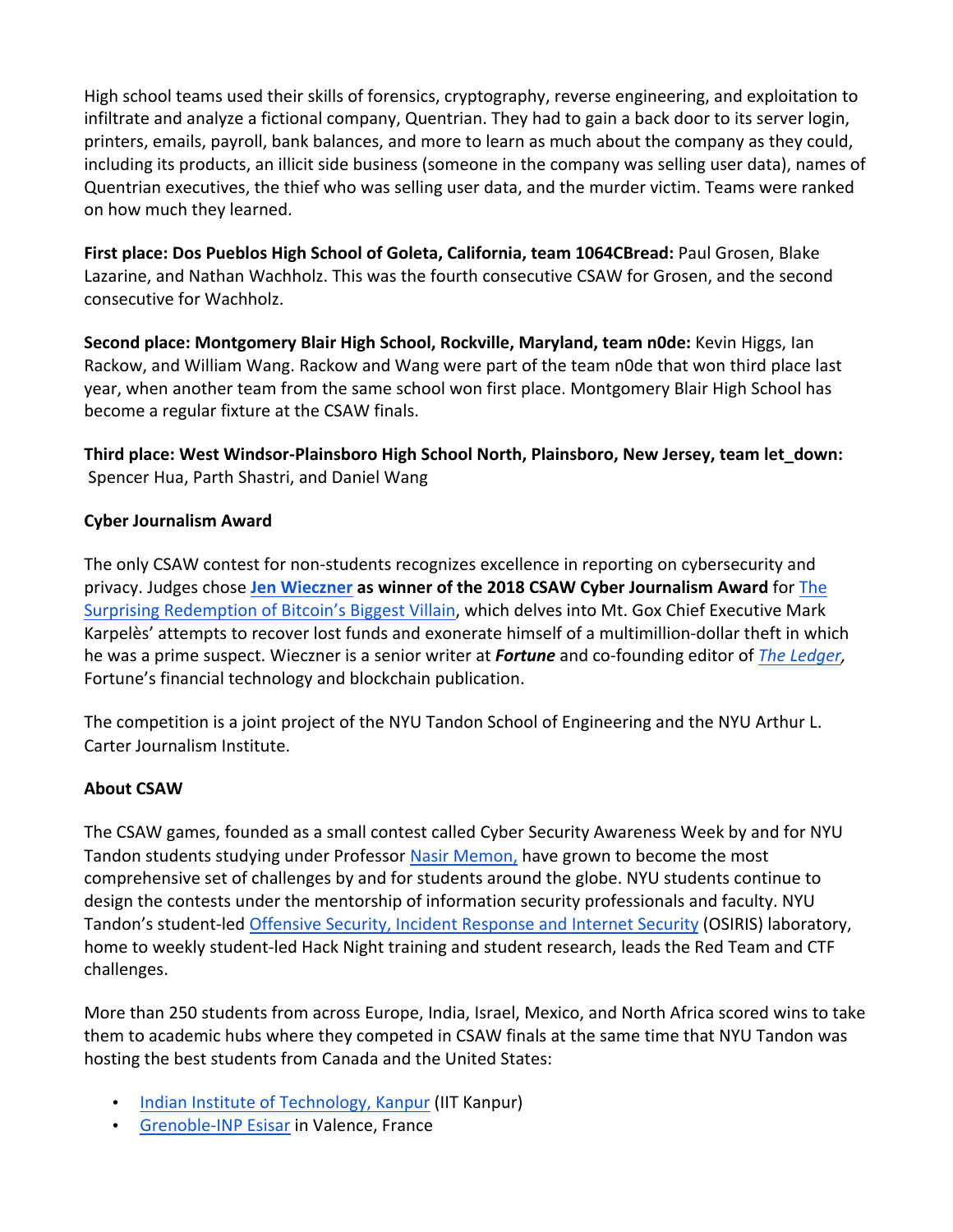High school teams used their skills of forensics, cryptography, reverse engineering, and exploitation to infiltrate and analyze a fictional company, Quentrian. They had to gain a back door to its server login, printers, emails, payroll, bank balances, and more to learn as much about the company as they could, including its products, an illicit side business (someone in the company was selling user data), names of Quentrian executives, the thief who was selling user data, and the murder victim. Teams were ranked on how much they learned.

**First place: Dos Pueblos High School of Goleta, California, team 1064CBread:** Paul Grosen, Blake Lazarine, and Nathan Wachholz. This was the fourth consecutive CSAW for Grosen, and the second consecutive for Wachholz.

**Second place: Montgomery Blair High School, Rockville, Maryland, team n0de:** Kevin Higgs, Ian Rackow, and William Wang. Rackow and Wang were part of the team n0de that won third place last year, when another team from the same school won first place. Montgomery Blair High School has become a regular fixture at the CSAW finals.

**Third place: West Windsor-Plainsboro High School North, Plainsboro, New Jersey, team let_down:** Spencer Hua, Parth Shastri, and Daniel Wang

**Cyber Journalism Award**

The only CSAW contest for non-students recognizes excellence in reporting on cybersecurity and privacy. Judges chose **Jen Wieczner as winner of the 2018 CSAW Cyber Journalism Award** for The Surprising Redemption of Bitcoin's Biggest Villain, which delves into Mt. Gox Chief Executive Mark Karpelès' attempts to recover lost funds and exonerate himself of a multimillion-dollar theft in which he was a prime suspect. Wieczner is a senior writer at ***Fortune*** and co-founding editor of *The Ledger*, Fortune's financial technology and blockchain publication.

The competition is a joint project of the NYU Tandon School of Engineering and the NYU Arthur L. Carter Journalism Institute.

**About CSAW**

The CSAW games, founded as a small contest called Cyber Security Awareness Week by and for NYU Tandon students studying under Professor Nasir Memon, have grown to become the most comprehensive set of challenges by and for students around the globe. NYU students continue to design the contests under the mentorship of information security professionals and faculty. NYU Tandon's student-led Offensive Security, Incident Response and Internet Security (OSIRIS) laboratory, home to weekly student-led Hack Night training and student research, leads the Red Team and CTF challenges.

More than 250 students from across Europe, India, Israel, Mexico, and North Africa scored wins to take them to academic hubs where they competed in CSAW finals at the same time that NYU Tandon was hosting the best students from Canada and the United States:

- Indian Institute of Technology, Kanpur (IIT Kanpur)
- Grenoble-INP Esisar in Valence, France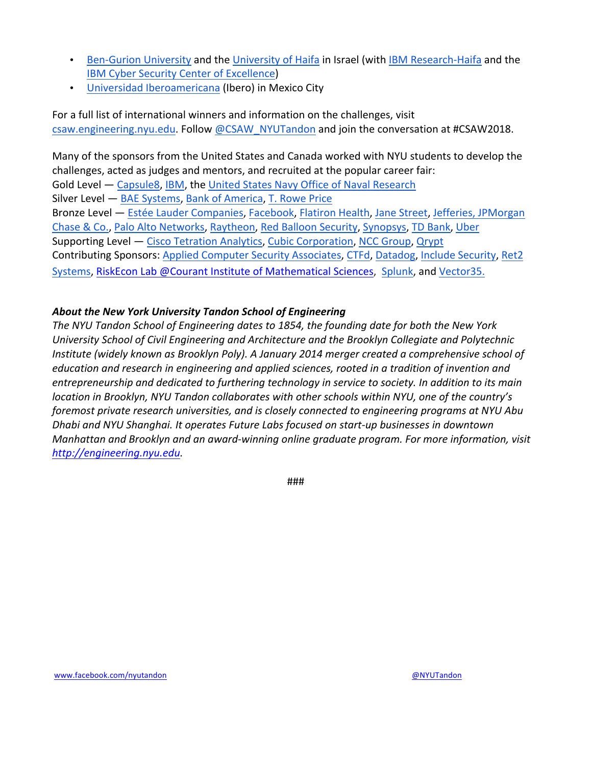- Ben-Gurion University and the University of Haifa in Israel (with IBM Research-Haifa and the IBM Cyber Security Center of Excellence)
- Universidad Iberoamericana (Ibero) in Mexico City

For a full list of international winners and information on the challenges, visit csaw.engineering.nyu.edu. Follow @CSAW_NYUTandon and join the conversation at #CSAW2018.

Many of the sponsors from the United States and Canada worked with NYU students to develop the challenges, acted as judges and mentors, and recruited at the popular career fair:
Gold Level — Capsule8, IBM, the United States Navy Office of Naval Research
Silver Level — BAE Systems, Bank of America, T. Rowe Price
Bronze Level — Estée Lauder Companies, Facebook, Flatiron Health, Jane Street, Jefferies, JPMorgan Chase & Co., Palo Alto Networks, Raytheon, Red Balloon Security, Synopsys, TD Bank, Uber
Supporting Level — Cisco Tetration Analytics, Cubic Corporation, NCC Group, Qrypt
Contributing Sponsors: Applied Computer Security Associates, CTFd, Datadog, Include Security, Ret2 Systems, RiskEcon Lab @Courant Institute of Mathematical Sciences, Splunk, and Vector35.

***About the New York University Tandon School of Engineering***

*The NYU Tandon School of Engineering dates to 1854, the founding date for both the New York University School of Civil Engineering and Architecture and the Brooklyn Collegiate and Polytechnic Institute (widely known as Brooklyn Poly). A January 2014 merger created a comprehensive school of education and research in engineering and applied sciences, rooted in a tradition of invention and entrepreneurship and dedicated to furthering technology in service to society. In addition to its main location in Brooklyn, NYU Tandon collaborates with other schools within NYU, one of the country's foremost private research universities, and is closely connected to engineering programs at NYU Abu Dhabi and NYU Shanghai. It operates Future Labs focused on start-up businesses in downtown Manhattan and Brooklyn and an award-winning online graduate program. For more information, visit http://engineering.nyu.edu.*

###

www.facebook.com/nyutandon @NYUTandon